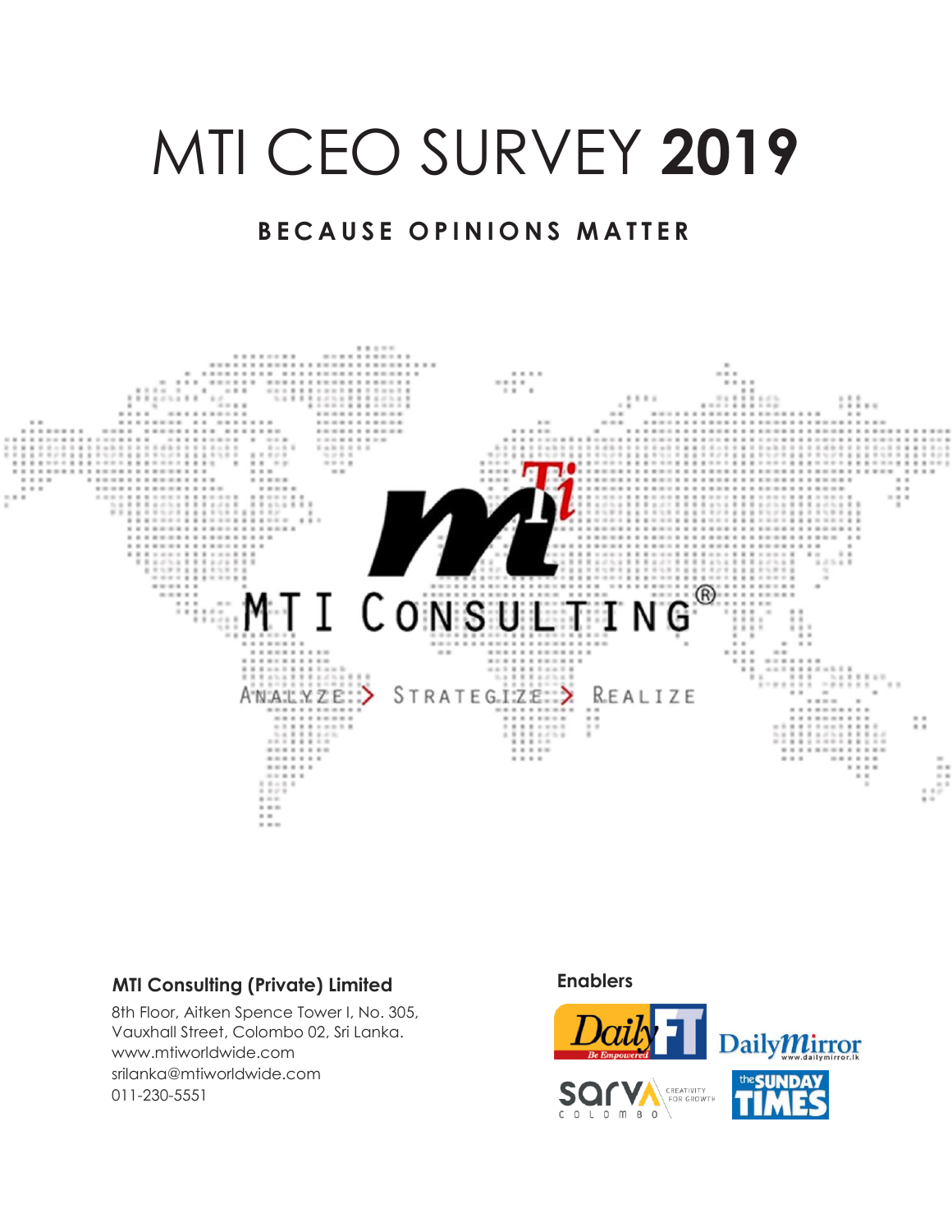# MTI CEO SURVEY **2019**

## BECAUSE OPINIONS MATTER

MTI CONSULTING®

ANALYZE > STRATEGIZE > REALIZE

**MTI Consulting (Private) Limited**

8th Floor, Aitken Spence Tower I, No. 305,
Vauxhall Street, Colombo 02, Sri Lanka.
www.mtiworldwide.com
srilanka@mtiworldwide.com
011-230-5551

**Enablers**

Daily FT — Be Empowered
Daily Mirror — www.dailymirror.lk
sarva colombo — CREATIVITY FOR GROWTH
the SUNDAY TIMES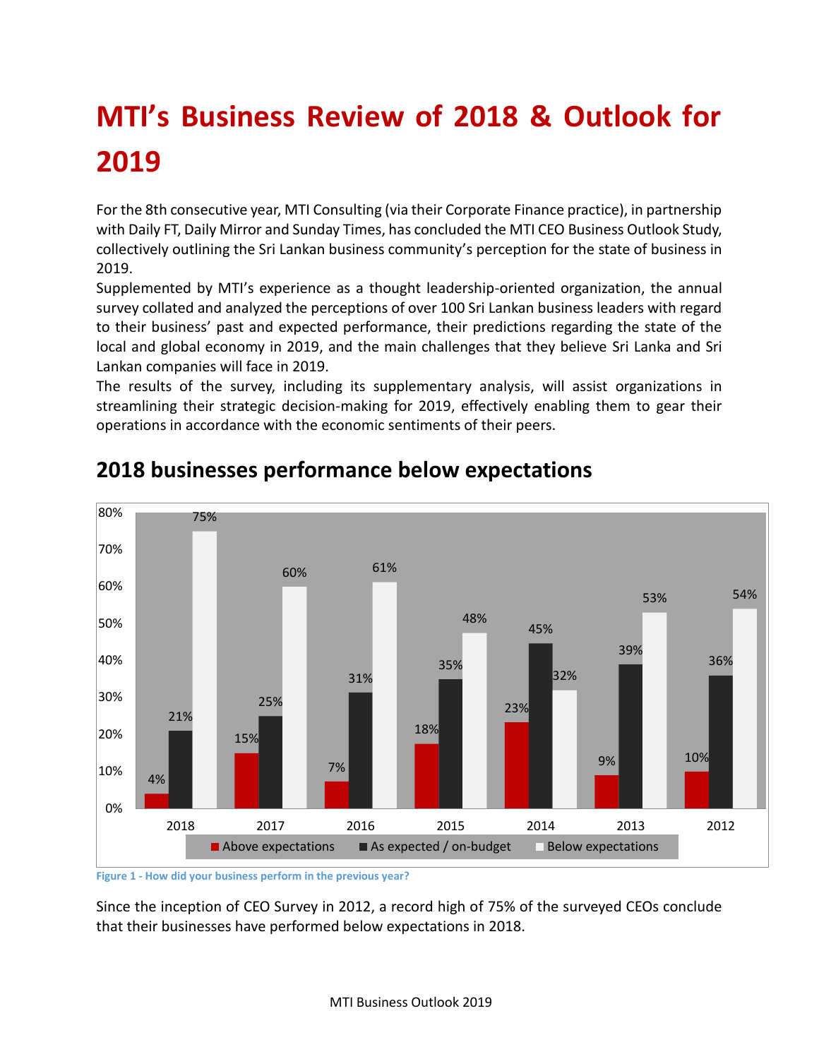# MTI's Business Review of 2018 & Outlook for 2019

For the 8th consecutive year, MTI Consulting (via their Corporate Finance practice), in partnership with Daily FT, Daily Mirror and Sunday Times, has concluded the MTI CEO Business Outlook Study, collectively outlining the Sri Lankan business community's perception for the state of business in 2019.

Supplemented by MTI's experience as a thought leadership-oriented organization, the annual survey collated and analyzed the perceptions of over 100 Sri Lankan business leaders with regard to their business' past and expected performance, their predictions regarding the state of the local and global economy in 2019, and the main challenges that they believe Sri Lanka and Sri Lankan companies will face in 2019.

The results of the survey, including its supplementary analysis, will assist organizations in streamlining their strategic decision-making for 2019, effectively enabling them to gear their operations in accordance with the economic sentiments of their peers.

## 2018 businesses performance below expectations

| | 2018 | 2017 | 2016 | 2015 | 2014 | 2013 | 2012 |
|---|---|---|---|---|---|---|---|
| Above expectations | 4% | 15% | 7% | 18% | 23% | 9% | 10% |
| As expected / on-budget | 21% | 25% | 31% | 35% | 45% | 39% | 36% |
| Below expectations | 75% | 60% | 61% | 48% | 32% | 53% | 54% |

Figure 1 - How did your business perform in the previous year?

Since the inception of CEO Survey in 2012, a record high of 75% of the surveyed CEOs conclude that their businesses have performed below expectations in 2018.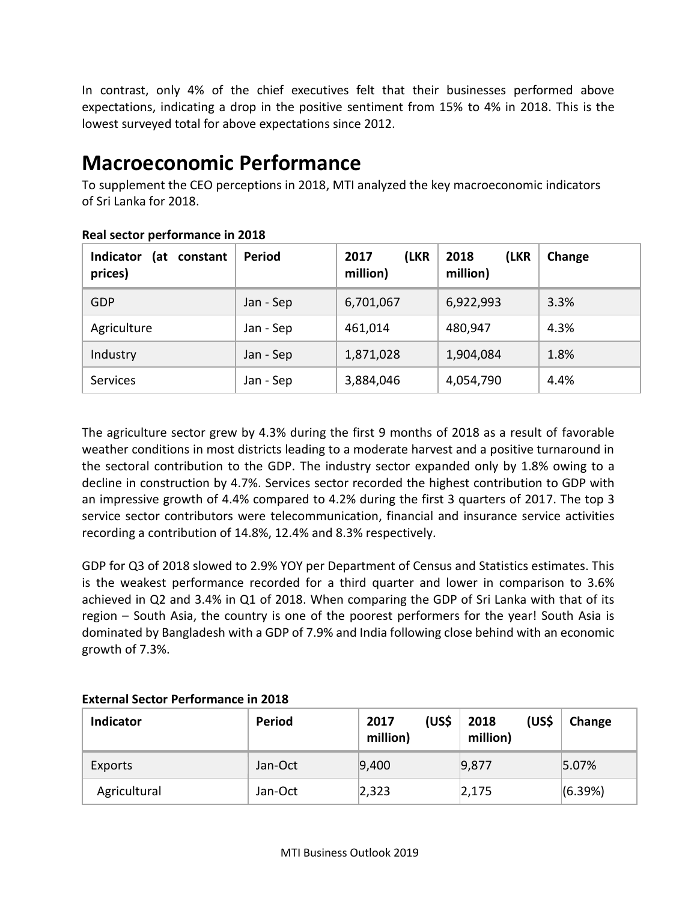In contrast, only 4% of the chief executives felt that their businesses performed above expectations, indicating a drop in the positive sentiment from 15% to 4% in 2018. This is the lowest surveyed total for above expectations since 2012.

# Macroeconomic Performance

To supplement the CEO perceptions in 2018, MTI analyzed the key macroeconomic indicators of Sri Lanka for 2018.

**Real sector performance in 2018**

| Indicator (at constant prices) | Period | 2017 (LKR million) | 2018 (LKR million) | Change |
|---|---|---|---|---|
| GDP | Jan - Sep | 6,701,067 | 6,922,993 | 3.3% |
| Agriculture | Jan - Sep | 461,014 | 480,947 | 4.3% |
| Industry | Jan - Sep | 1,871,028 | 1,904,084 | 1.8% |
| Services | Jan - Sep | 3,884,046 | 4,054,790 | 4.4% |

The agriculture sector grew by 4.3% during the first 9 months of 2018 as a result of favorable weather conditions in most districts leading to a moderate harvest and a positive turnaround in the sectoral contribution to the GDP. The industry sector expanded only by 1.8% owing to a decline in construction by 4.7%. Services sector recorded the highest contribution to GDP with an impressive growth of 4.4% compared to 4.2% during the first 3 quarters of 2017. The top 3 service sector contributors were telecommunication, financial and insurance service activities recording a contribution of 14.8%, 12.4% and 8.3% respectively.

GDP for Q3 of 2018 slowed to 2.9% YOY per Department of Census and Statistics estimates. This is the weakest performance recorded for a third quarter and lower in comparison to 3.6% achieved in Q2 and 3.4% in Q1 of 2018. When comparing the GDP of Sri Lanka with that of its region – South Asia, the country is one of the poorest performers for the year! South Asia is dominated by Bangladesh with a GDP of 7.9% and India following close behind with an economic growth of 7.3%.

**External Sector Performance in 2018**

| Indicator | Period | 2017 (US$ million) | 2018 (US$ million) | Change |
|---|---|---|---|---|
| Exports | Jan-Oct | 9,400 | 9,877 | 5.07% |
| Agricultural | Jan-Oct | 2,323 | 2,175 | (6.39%) |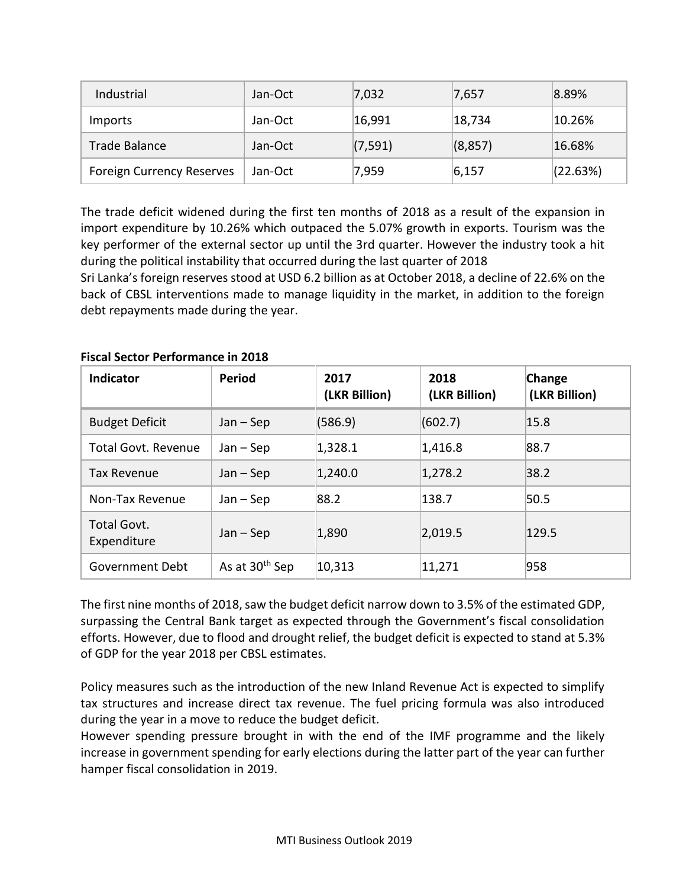| Industrial | Jan-Oct | 7,032 | 7,657 | 8.89% |
|---|---|---|---|---|
| Imports | Jan-Oct | 16,991 | 18,734 | 10.26% |
| Trade Balance | Jan-Oct | (7,591) | (8,857) | 16.68% |
| Foreign Currency Reserves | Jan-Oct | 7,959 | 6,157 | (22.63%) |

The trade deficit widened during the first ten months of 2018 as a result of the expansion in import expenditure by 10.26% which outpaced the 5.07% growth in exports. Tourism was the key performer of the external sector up until the 3rd quarter. However the industry took a hit during the political instability that occurred during the last quarter of 2018

Sri Lanka's foreign reserves stood at USD 6.2 billion as at October 2018, a decline of 22.6% on the back of CBSL interventions made to manage liquidity in the market, in addition to the foreign debt repayments made during the year.

**Fiscal Sector Performance in 2018**

| Indicator | Period | 2017 (LKR Billion) | 2018 (LKR Billion) | Change (LKR Billion) |
|---|---|---|---|---|
| Budget Deficit | Jan – Sep | (586.9) | (602.7) | 15.8 |
| Total Govt. Revenue | Jan – Sep | 1,328.1 | 1,416.8 | 88.7 |
| Tax Revenue | Jan – Sep | 1,240.0 | 1,278.2 | 38.2 |
| Non-Tax Revenue | Jan – Sep | 88.2 | 138.7 | 50.5 |
| Total Govt. Expenditure | Jan – Sep | 1,890 | 2,019.5 | 129.5 |
| Government Debt | As at 30th Sep | 10,313 | 11,271 | 958 |

The first nine months of 2018, saw the budget deficit narrow down to 3.5% of the estimated GDP, surpassing the Central Bank target as expected through the Government's fiscal consolidation efforts. However, due to flood and drought relief, the budget deficit is expected to stand at 5.3% of GDP for the year 2018 per CBSL estimates.

Policy measures such as the introduction of the new Inland Revenue Act is expected to simplify tax structures and increase direct tax revenue. The fuel pricing formula was also introduced during the year in a move to reduce the budget deficit.

However spending pressure brought in with the end of the IMF programme and the likely increase in government spending for early elections during the latter part of the year can further hamper fiscal consolidation in 2019.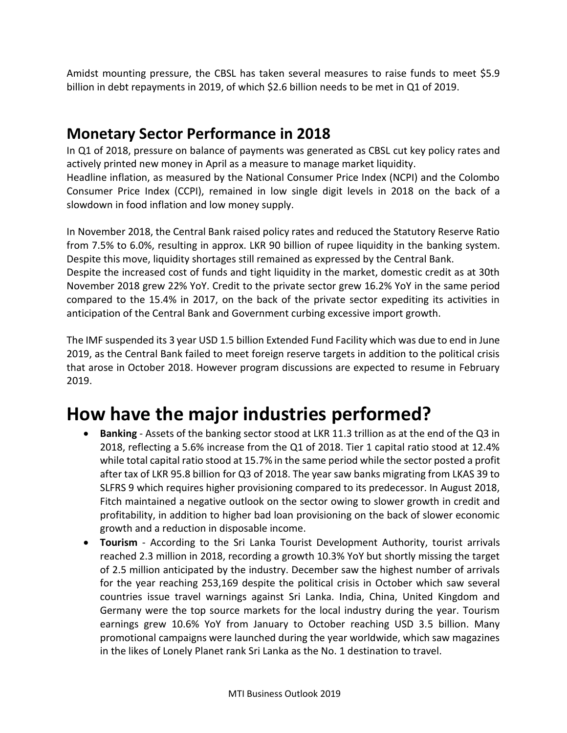Amidst mounting pressure, the CBSL has taken several measures to raise funds to meet $5.9 billion in debt repayments in 2019, of which $2.6 billion needs to be met in Q1 of 2019.

## Monetary Sector Performance in 2018

In Q1 of 2018, pressure on balance of payments was generated as CBSL cut key policy rates and actively printed new money in April as a measure to manage market liquidity.
Headline inflation, as measured by the National Consumer Price Index (NCPI) and the Colombo Consumer Price Index (CCPI), remained in low single digit levels in 2018 on the back of a slowdown in food inflation and low money supply.

In November 2018, the Central Bank raised policy rates and reduced the Statutory Reserve Ratio from 7.5% to 6.0%, resulting in approx. LKR 90 billion of rupee liquidity in the banking system. Despite this move, liquidity shortages still remained as expressed by the Central Bank.
Despite the increased cost of funds and tight liquidity in the market, domestic credit as at 30th November 2018 grew 22% YoY. Credit to the private sector grew 16.2% YoY in the same period compared to the 15.4% in 2017, on the back of the private sector expediting its activities in anticipation of the Central Bank and Government curbing excessive import growth.

The IMF suspended its 3 year USD 1.5 billion Extended Fund Facility which was due to end in June 2019, as the Central Bank failed to meet foreign reserve targets in addition to the political crisis that arose in October 2018. However program discussions are expected to resume in February 2019.

# How have the major industries performed?

- **Banking** - Assets of the banking sector stood at LKR 11.3 trillion as at the end of the Q3 in 2018, reflecting a 5.6% increase from the Q1 of 2018. Tier 1 capital ratio stood at 12.4% while total capital ratio stood at 15.7% in the same period while the sector posted a profit after tax of LKR 95.8 billion for Q3 of 2018. The year saw banks migrating from LKAS 39 to SLFRS 9 which requires higher provisioning compared to its predecessor. In August 2018, Fitch maintained a negative outlook on the sector owing to slower growth in credit and profitability, in addition to higher bad loan provisioning on the back of slower economic growth and a reduction in disposable income.
- **Tourism** - According to the Sri Lanka Tourist Development Authority, tourist arrivals reached 2.3 million in 2018, recording a growth 10.3% YoY but shortly missing the target of 2.5 million anticipated by the industry. December saw the highest number of arrivals for the year reaching 253,169 despite the political crisis in October which saw several countries issue travel warnings against Sri Lanka. India, China, United Kingdom and Germany were the top source markets for the local industry during the year. Tourism earnings grew 10.6% YoY from January to October reaching USD 3.5 billion. Many promotional campaigns were launched during the year worldwide, which saw magazines in the likes of Lonely Planet rank Sri Lanka as the No. 1 destination to travel.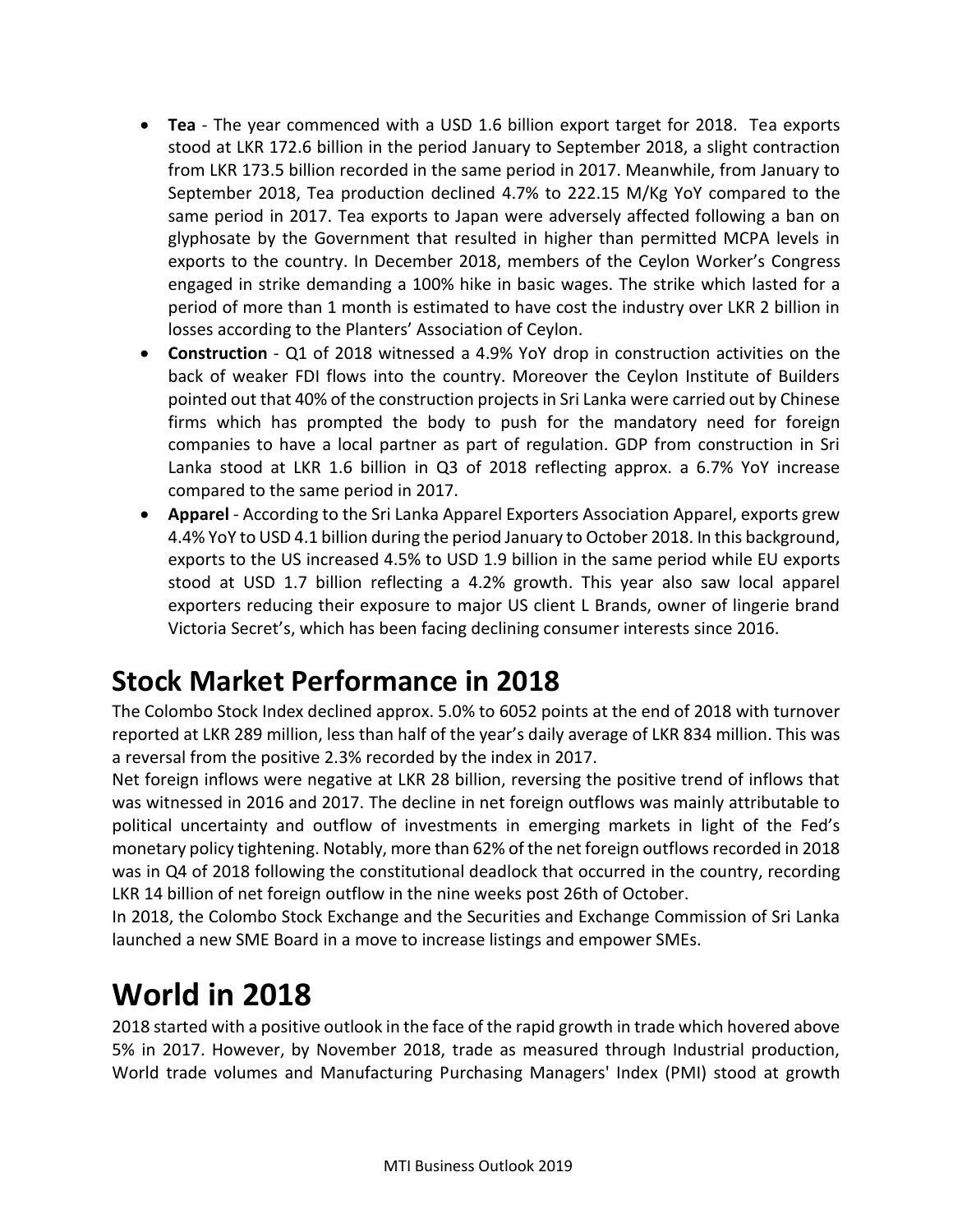- **Tea** - The year commenced with a USD 1.6 billion export target for 2018. Tea exports stood at LKR 172.6 billion in the period January to September 2018, a slight contraction from LKR 173.5 billion recorded in the same period in 2017. Meanwhile, from January to September 2018, Tea production declined 4.7% to 222.15 M/Kg YoY compared to the same period in 2017. Tea exports to Japan were adversely affected following a ban on glyphosate by the Government that resulted in higher than permitted MCPA levels in exports to the country. In December 2018, members of the Ceylon Worker's Congress engaged in strike demanding a 100% hike in basic wages. The strike which lasted for a period of more than 1 month is estimated to have cost the industry over LKR 2 billion in losses according to the Planters' Association of Ceylon.
- **Construction** - Q1 of 2018 witnessed a 4.9% YoY drop in construction activities on the back of weaker FDI flows into the country. Moreover the Ceylon Institute of Builders pointed out that 40% of the construction projects in Sri Lanka were carried out by Chinese firms which has prompted the body to push for the mandatory need for foreign companies to have a local partner as part of regulation. GDP from construction in Sri Lanka stood at LKR 1.6 billion in Q3 of 2018 reflecting approx. a 6.7% YoY increase compared to the same period in 2017.
- **Apparel** - According to the Sri Lanka Apparel Exporters Association Apparel, exports grew 4.4% YoY to USD 4.1 billion during the period January to October 2018. In this background, exports to the US increased 4.5% to USD 1.9 billion in the same period while EU exports stood at USD 1.7 billion reflecting a 4.2% growth. This year also saw local apparel exporters reducing their exposure to major US client L Brands, owner of lingerie brand Victoria Secret's, which has been facing declining consumer interests since 2016.

## Stock Market Performance in 2018

The Colombo Stock Index declined approx. 5.0% to 6052 points at the end of 2018 with turnover reported at LKR 289 million, less than half of the year's daily average of LKR 834 million. This was a reversal from the positive 2.3% recorded by the index in 2017.

Net foreign inflows were negative at LKR 28 billion, reversing the positive trend of inflows that was witnessed in 2016 and 2017. The decline in net foreign outflows was mainly attributable to political uncertainty and outflow of investments in emerging markets in light of the Fed's monetary policy tightening. Notably, more than 62% of the net foreign outflows recorded in 2018 was in Q4 of 2018 following the constitutional deadlock that occurred in the country, recording LKR 14 billion of net foreign outflow in the nine weeks post 26th of October.

In 2018, the Colombo Stock Exchange and the Securities and Exchange Commission of Sri Lanka launched a new SME Board in a move to increase listings and empower SMEs.

# World in 2018

2018 started with a positive outlook in the face of the rapid growth in trade which hovered above 5% in 2017. However, by November 2018, trade as measured through Industrial production, World trade volumes and Manufacturing Purchasing Managers' Index (PMI) stood at growth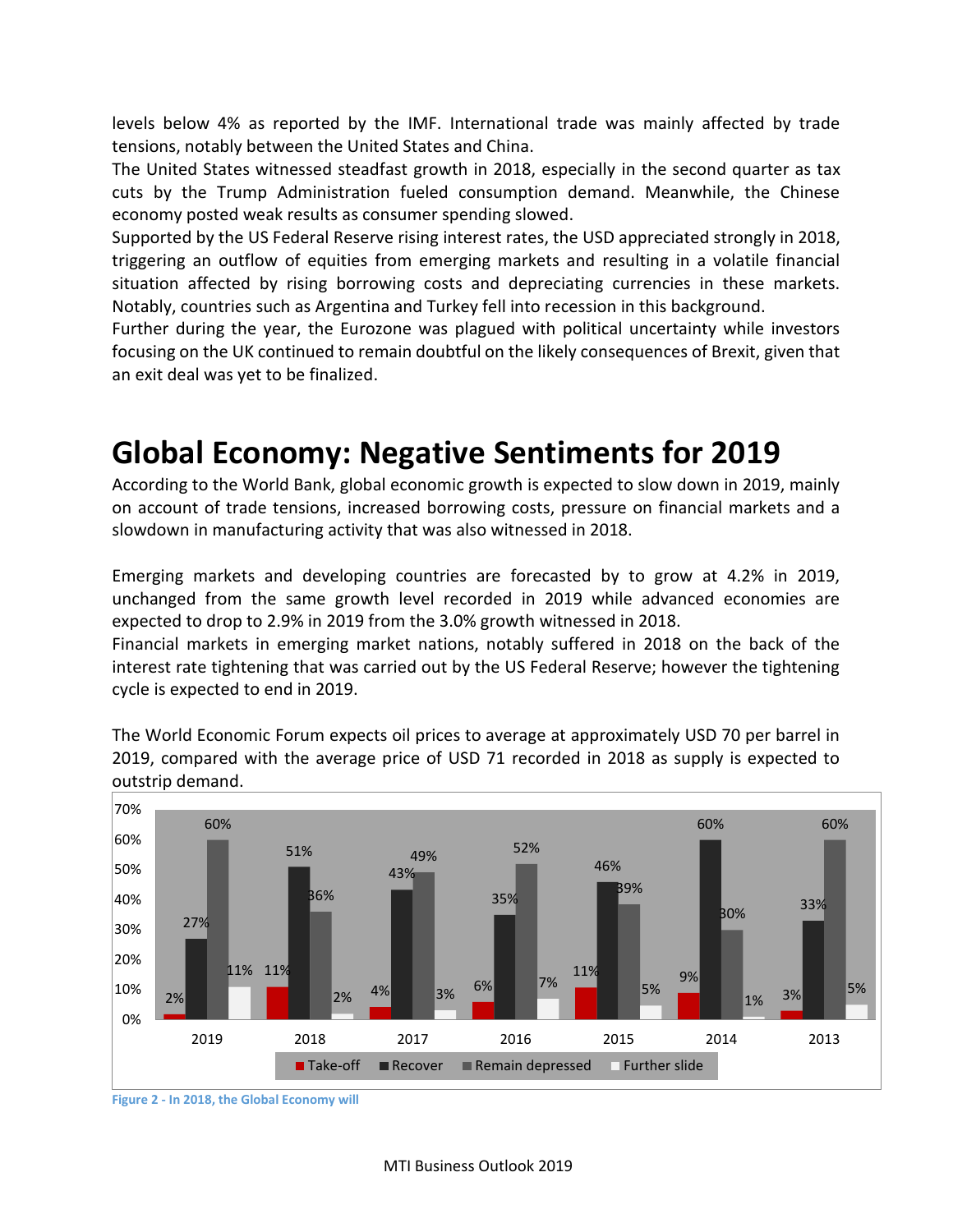levels below 4% as reported by the IMF. International trade was mainly affected by trade tensions, notably between the United States and China.

The United States witnessed steadfast growth in 2018, especially in the second quarter as tax cuts by the Trump Administration fueled consumption demand. Meanwhile, the Chinese economy posted weak results as consumer spending slowed.

Supported by the US Federal Reserve rising interest rates, the USD appreciated strongly in 2018, triggering an outflow of equities from emerging markets and resulting in a volatile financial situation affected by rising borrowing costs and depreciating currencies in these markets. Notably, countries such as Argentina and Turkey fell into recession in this background.

Further during the year, the Eurozone was plagued with political uncertainty while investors focusing on the UK continued to remain doubtful on the likely consequences of Brexit, given that an exit deal was yet to be finalized.

# Global Economy: Negative Sentiments for 2019

According to the World Bank, global economic growth is expected to slow down in 2019, mainly on account of trade tensions, increased borrowing costs, pressure on financial markets and a slowdown in manufacturing activity that was also witnessed in 2018.

Emerging markets and developing countries are forecasted by to grow at 4.2% in 2019, unchanged from the same growth level recorded in 2019 while advanced economies are expected to drop to 2.9% in 2019 from the 3.0% growth witnessed in 2018.

Financial markets in emerging market nations, notably suffered in 2018 on the back of the interest rate tightening that was carried out by the US Federal Reserve; however the tightening cycle is expected to end in 2019.

The World Economic Forum expects oil prices to average at approximately USD 70 per barrel in 2019, compared with the average price of USD 71 recorded in 2018 as supply is expected to outstrip demand.

| | Take-off | Recover | Remain depressed | Further slide |
|---|---|---|---|---|
| 2019 | 2% | 27% | 60% | 11% |
| 2018 | 11% | 51% | 36% | 2% |
| 2017 | 4% | 43% | 49% | 3% |
| 2016 | 6% | 35% | 52% | 7% |
| 2015 | 11% | 46% | 39% | 5% |
| 2014 | 9% | 60% | 30% | 1% |
| 2013 | 3% | 33% | 60% | 5% |

Figure 2 - In 2018, the Global Economy will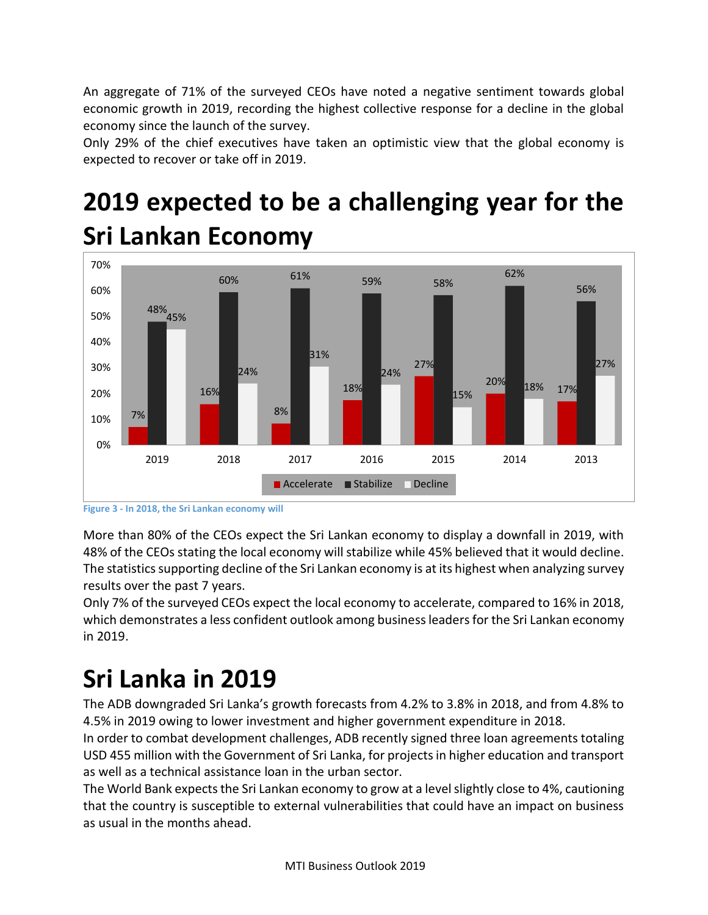An aggregate of 71% of the surveyed CEOs have noted a negative sentiment towards global economic growth in 2019, recording the highest collective response for a decline in the global economy since the launch of the survey.
Only 29% of the chief executives have taken an optimistic view that the global economy is expected to recover or take off in 2019.

# 2019 expected to be a challenging year for the Sri Lankan Economy

| | 2019 | 2018 | 2017 | 2016 | 2015 | 2014 | 2013 |
|---|---|---|---|---|---|---|---|
| Accelerate | 7% | 16% | 8% | 18% | 27% | 20% | 17% |
| Stabilize | 48% | 60% | 61% | 59% | 58% | 62% | 56% |
| Decline | 45% | 24% | 31% | 24% | 15% | 18% | 27% |

Figure 3 - In 2018, the Sri Lankan economy will

More than 80% of the CEOs expect the Sri Lankan economy to display a downfall in 2019, with 48% of the CEOs stating the local economy will stabilize while 45% believed that it would decline. The statistics supporting decline of the Sri Lankan economy is at its highest when analyzing survey results over the past 7 years.
Only 7% of the surveyed CEOs expect the local economy to accelerate, compared to 16% in 2018, which demonstrates a less confident outlook among business leaders for the Sri Lankan economy in 2019.

# Sri Lanka in 2019

The ADB downgraded Sri Lanka's growth forecasts from 4.2% to 3.8% in 2018, and from 4.8% to 4.5% in 2019 owing to lower investment and higher government expenditure in 2018.
In order to combat development challenges, ADB recently signed three loan agreements totaling USD 455 million with the Government of Sri Lanka, for projects in higher education and transport as well as a technical assistance loan in the urban sector.
The World Bank expects the Sri Lankan economy to grow at a level slightly close to 4%, cautioning that the country is susceptible to external vulnerabilities that could have an impact on business as usual in the months ahead.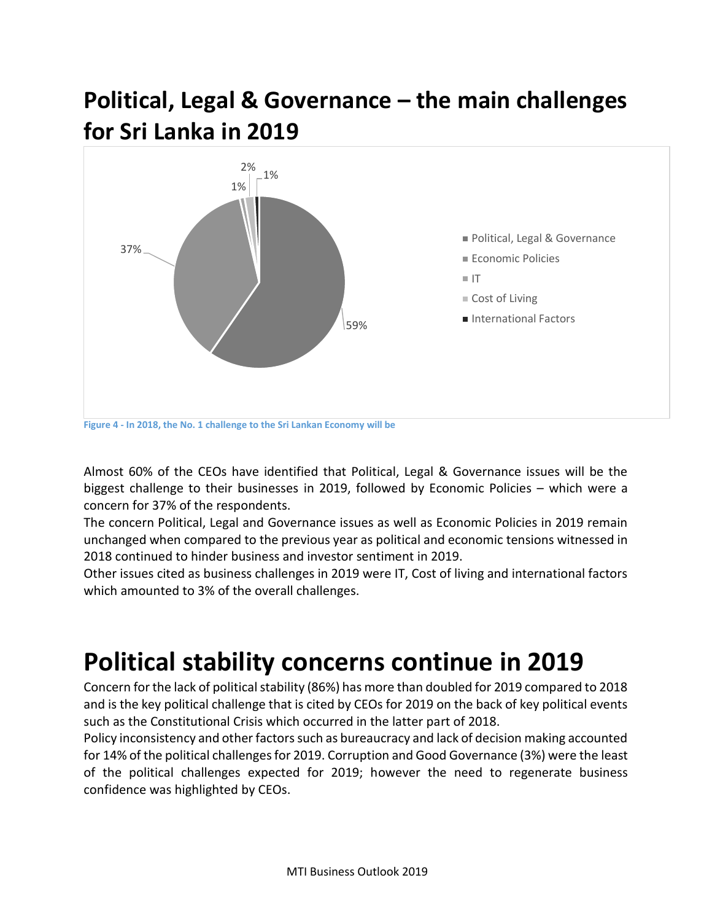# Political, Legal & Governance – the main challenges for Sri Lanka in 2019

| Challenge | Share |
|---|---|
| Political, Legal & Governance | 59% |
| Economic Policies | 37% |
| IT | 1% |
| Cost of Living | 2% |
| International Factors | 1% |

Figure 4 - In 2018, the No. 1 challenge to the Sri Lankan Economy will be

Almost 60% of the CEOs have identified that Political, Legal & Governance issues will be the biggest challenge to their businesses in 2019, followed by Economic Policies – which were a concern for 37% of the respondents.

The concern Political, Legal and Governance issues as well as Economic Policies in 2019 remain unchanged when compared to the previous year as political and economic tensions witnessed in 2018 continued to hinder business and investor sentiment in 2019.

Other issues cited as business challenges in 2019 were IT, Cost of living and international factors which amounted to 3% of the overall challenges.

# Political stability concerns continue in 2019

Concern for the lack of political stability (86%) has more than doubled for 2019 compared to 2018 and is the key political challenge that is cited by CEOs for 2019 on the back of key political events such as the Constitutional Crisis which occurred in the latter part of 2018.

Policy inconsistency and other factors such as bureaucracy and lack of decision making accounted for 14% of the political challenges for 2019. Corruption and Good Governance (3%) were the least of the political challenges expected for 2019; however the need to regenerate business confidence was highlighted by CEOs.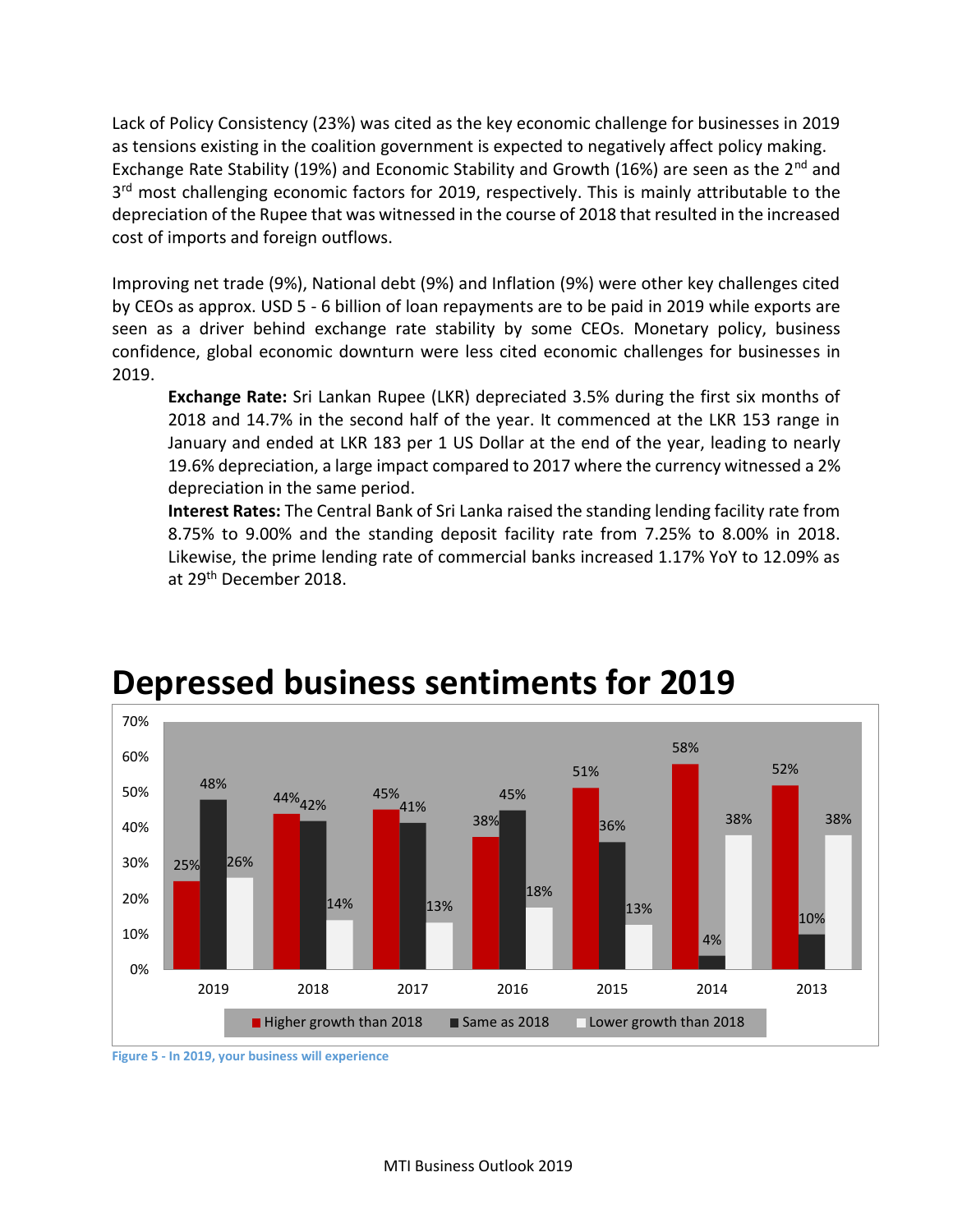Lack of Policy Consistency (23%) was cited as the key economic challenge for businesses in 2019 as tensions existing in the coalition government is expected to negatively affect policy making. Exchange Rate Stability (19%) and Economic Stability and Growth (16%) are seen as the 2nd and 3rd most challenging economic factors for 2019, respectively. This is mainly attributable to the depreciation of the Rupee that was witnessed in the course of 2018 that resulted in the increased cost of imports and foreign outflows.

Improving net trade (9%), National debt (9%) and Inflation (9%) were other key challenges cited by CEOs as approx. USD 5 - 6 billion of loan repayments are to be paid in 2019 while exports are seen as a driver behind exchange rate stability by some CEOs. Monetary policy, business confidence, global economic downturn were less cited economic challenges for businesses in 2019.

**Exchange Rate:** Sri Lankan Rupee (LKR) depreciated 3.5% during the first six months of 2018 and 14.7% in the second half of the year. It commenced at the LKR 153 range in January and ended at LKR 183 per 1 US Dollar at the end of the year, leading to nearly 19.6% depreciation, a large impact compared to 2017 where the currency witnessed a 2% depreciation in the same period.

**Interest Rates:** The Central Bank of Sri Lanka raised the standing lending facility rate from 8.75% to 9.00% and the standing deposit facility rate from 7.25% to 8.00% in 2018. Likewise, the prime lending rate of commercial banks increased 1.17% YoY to 12.09% as at 29th December 2018.

# Depressed business sentiments for 2019

| | 2019 | 2018 | 2017 | 2016 | 2015 | 2014 | 2013 |
|---|---|---|---|---|---|---|---|
| Higher growth than 2018 | 25% | 44% | 45% | 38% | 51% | 58% | 52% |
| Same as 2018 | 48% | 42% | 41% | 45% | 36% | 4% | 10% |
| Lower growth than 2018 | 26% | 14% | 13% | 18% | 13% | 38% | 38% |

Figure 5 - In 2019, your business will experience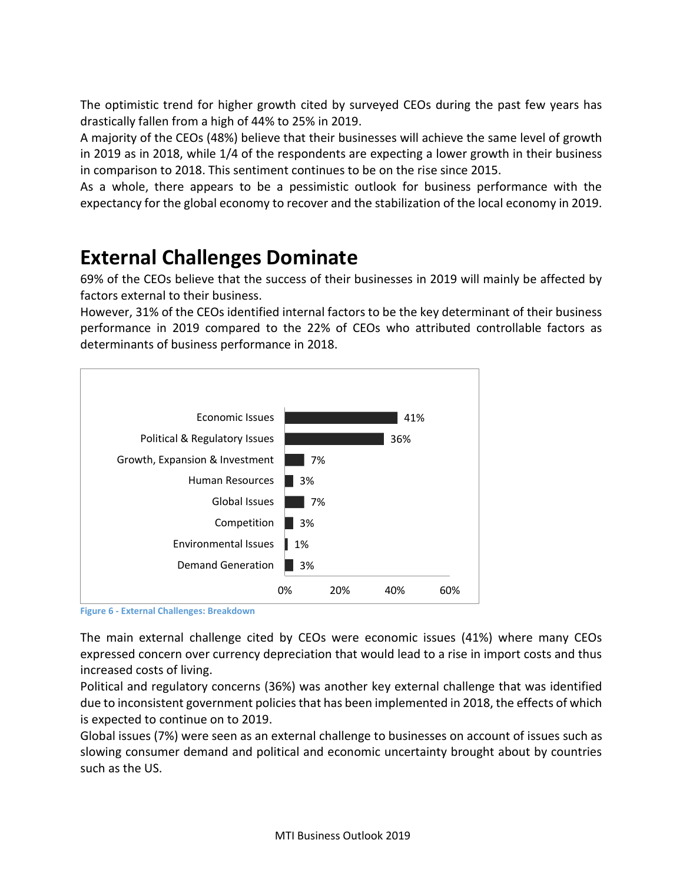The optimistic trend for higher growth cited by surveyed CEOs during the past few years has drastically fallen from a high of 44% to 25% in 2019.

A majority of the CEOs (48%) believe that their businesses will achieve the same level of growth in 2019 as in 2018, while 1/4 of the respondents are expecting a lower growth in their business in comparison to 2018. This sentiment continues to be on the rise since 2015.

As a whole, there appears to be a pessimistic outlook for business performance with the expectancy for the global economy to recover and the stabilization of the local economy in 2019.

## External Challenges Dominate

69% of the CEOs believe that the success of their businesses in 2019 will mainly be affected by factors external to their business.

However, 31% of the CEOs identified internal factors to be the key determinant of their business performance in 2019 compared to the 22% of CEOs who attributed controllable factors as determinants of business performance in 2018.

| Challenge | Percentage |
|---|---|
| Economic Issues | 41% |
| Political & Regulatory Issues | 36% |
| Growth, Expansion & Investment | 7% |
| Human Resources | 3% |
| Global Issues | 7% |
| Competition | 3% |
| Environmental Issues | 1% |
| Demand Generation | 3% |

Figure 6 - External Challenges: Breakdown

The main external challenge cited by CEOs were economic issues (41%) where many CEOs expressed concern over currency depreciation that would lead to a rise in import costs and thus increased costs of living.

Political and regulatory concerns (36%) was another key external challenge that was identified due to inconsistent government policies that has been implemented in 2018, the effects of which is expected to continue on to 2019.

Global issues (7%) were seen as an external challenge to businesses on account of issues such as slowing consumer demand and political and economic uncertainty brought about by countries such as the US.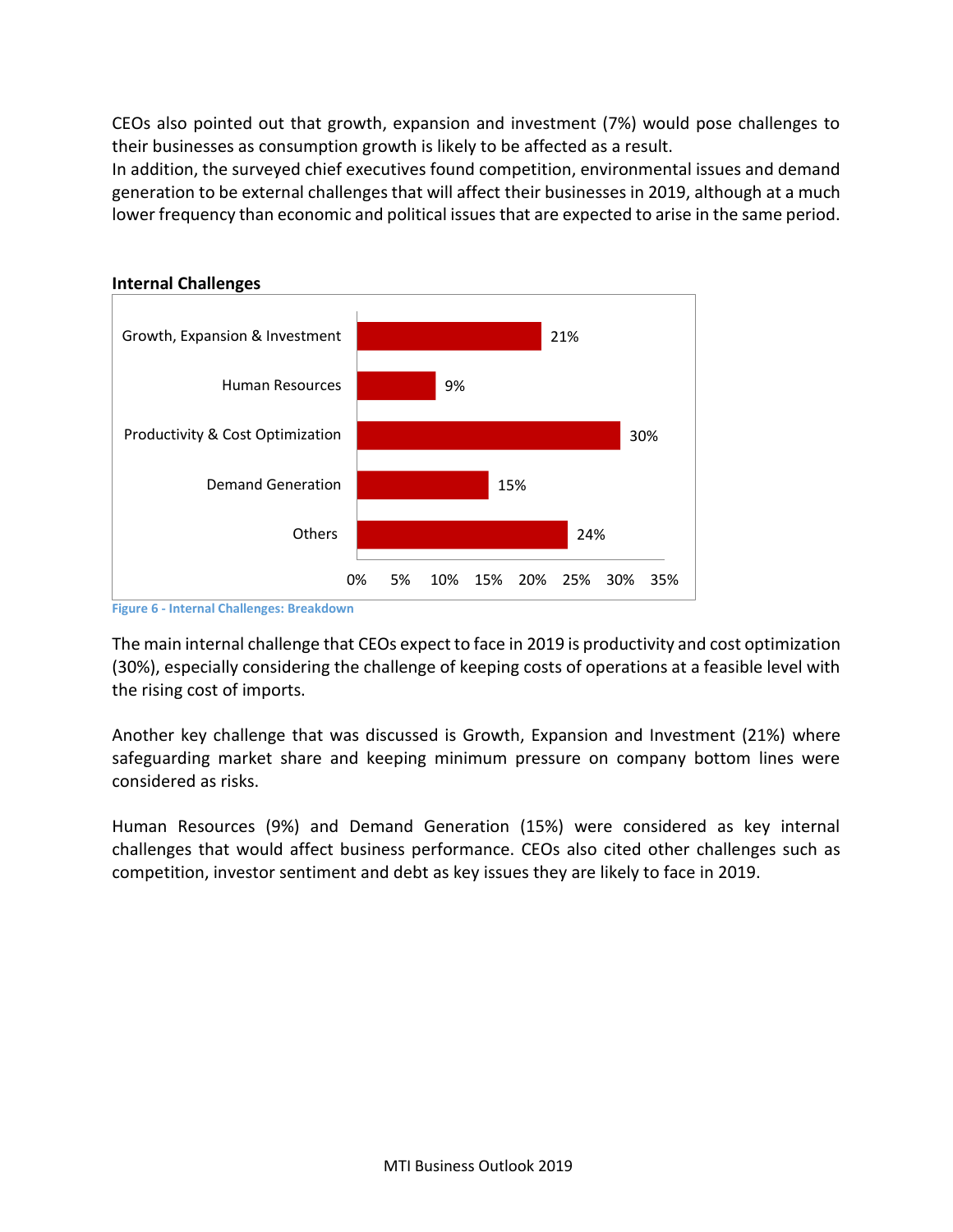CEOs also pointed out that growth, expansion and investment (7%) would pose challenges to their businesses as consumption growth is likely to be affected as a result.
In addition, the surveyed chief executives found competition, environmental issues and demand generation to be external challenges that will affect their businesses in 2019, although at a much lower frequency than economic and political issues that are expected to arise in the same period.

**Internal Challenges**

| Category | Percentage |
| --- | --- |
| Growth, Expansion & Investment | 21% |
| Human Resources | 9% |
| Productivity & Cost Optimization | 30% |
| Demand Generation | 15% |
| Others | 24% |

Figure 6 - Internal Challenges: Breakdown

The main internal challenge that CEOs expect to face in 2019 is productivity and cost optimization (30%), especially considering the challenge of keeping costs of operations at a feasible level with the rising cost of imports.

Another key challenge that was discussed is Growth, Expansion and Investment (21%) where safeguarding market share and keeping minimum pressure on company bottom lines were considered as risks.

Human Resources (9%) and Demand Generation (15%) were considered as key internal challenges that would affect business performance. CEOs also cited other challenges such as competition, investor sentiment and debt as key issues they are likely to face in 2019.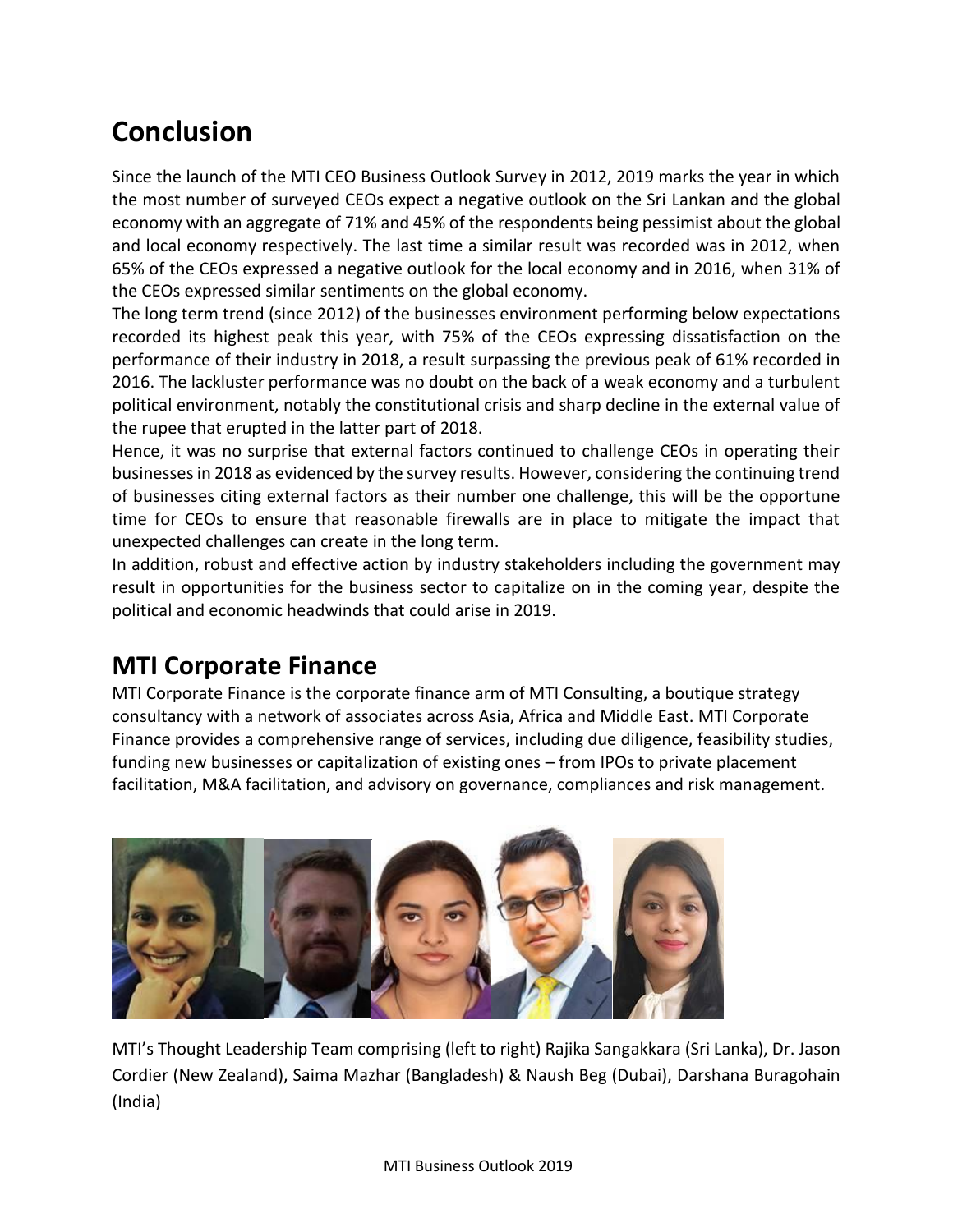# Conclusion

Since the launch of the MTI CEO Business Outlook Survey in 2012, 2019 marks the year in which the most number of surveyed CEOs expect a negative outlook on the Sri Lankan and the global economy with an aggregate of 71% and 45% of the respondents being pessimist about the global and local economy respectively. The last time a similar result was recorded was in 2012, when 65% of the CEOs expressed a negative outlook for the local economy and in 2016, when 31% of the CEOs expressed similar sentiments on the global economy.

The long term trend (since 2012) of the businesses environment performing below expectations recorded its highest peak this year, with 75% of the CEOs expressing dissatisfaction on the performance of their industry in 2018, a result surpassing the previous peak of 61% recorded in 2016. The lackluster performance was no doubt on the back of a weak economy and a turbulent political environment, notably the constitutional crisis and sharp decline in the external value of the rupee that erupted in the latter part of 2018.

Hence, it was no surprise that external factors continued to challenge CEOs in operating their businesses in 2018 as evidenced by the survey results. However, considering the continuing trend of businesses citing external factors as their number one challenge, this will be the opportune time for CEOs to ensure that reasonable firewalls are in place to mitigate the impact that unexpected challenges can create in the long term.

In addition, robust and effective action by industry stakeholders including the government may result in opportunities for the business sector to capitalize on in the coming year, despite the political and economic headwinds that could arise in 2019.

## MTI Corporate Finance

MTI Corporate Finance is the corporate finance arm of MTI Consulting, a boutique strategy consultancy with a network of associates across Asia, Africa and Middle East. MTI Corporate Finance provides a comprehensive range of services, including due diligence, feasibility studies, funding new businesses or capitalization of existing ones – from IPOs to private placement facilitation, M&A facilitation, and advisory on governance, compliances and risk management.

MTI's Thought Leadership Team comprising (left to right) Rajika Sangakkara (Sri Lanka), Dr. Jason Cordier (New Zealand), Saima Mazhar (Bangladesh) & Naush Beg (Dubai), Darshana Buragohain (India)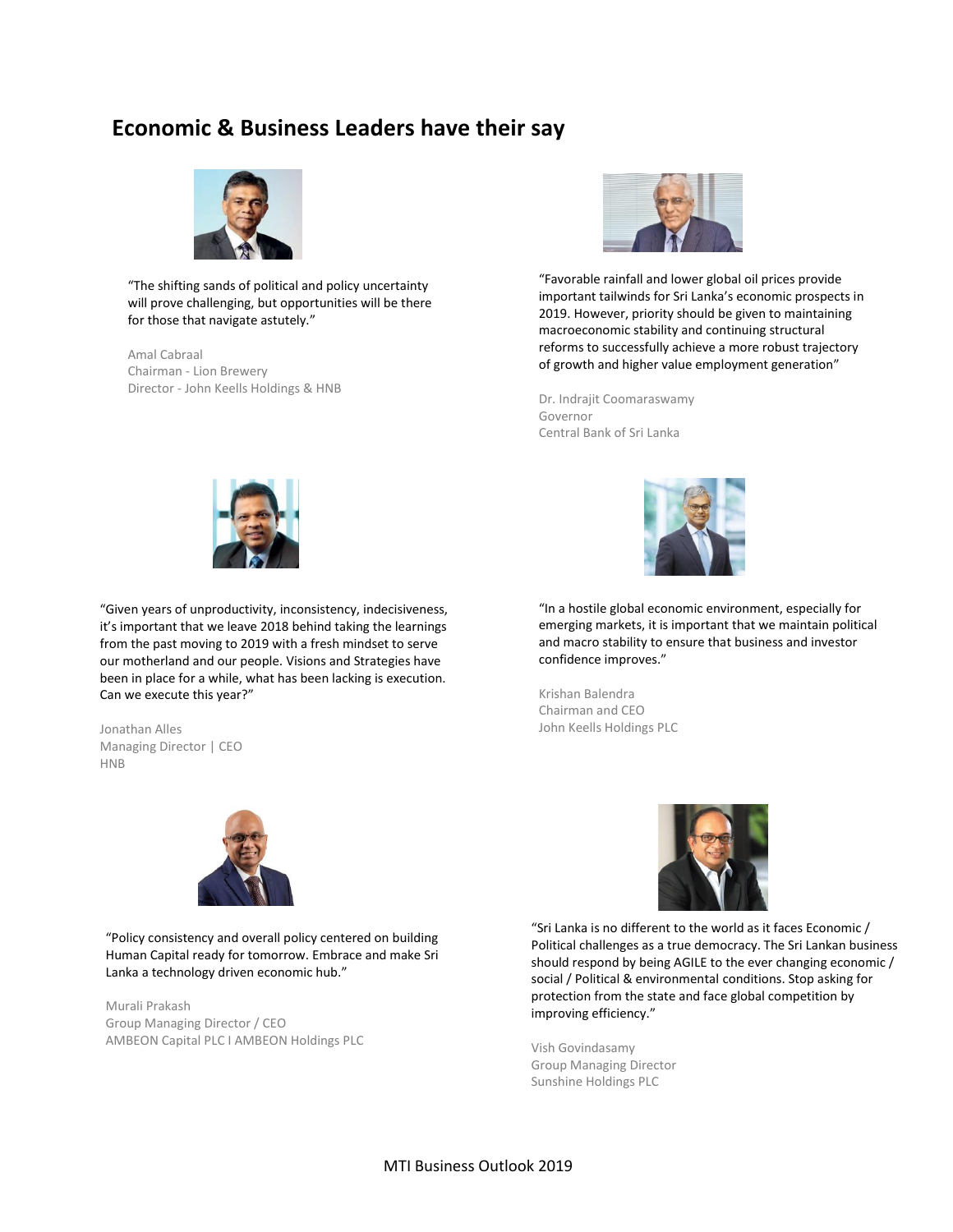## Economic & Business Leaders have their say

"The shifting sands of political and policy uncertainty will prove challenging, but opportunities will be there for those that navigate astutely."

Amal Cabraal
Chairman - Lion Brewery
Director - John Keells Holdings & HNB

"Favorable rainfall and lower global oil prices provide important tailwinds for Sri Lanka's economic prospects in 2019. However, priority should be given to maintaining macroeconomic stability and continuing structural reforms to successfully achieve a more robust trajectory of growth and higher value employment generation"

Dr. Indrajit Coomaraswamy
Governor
Central Bank of Sri Lanka

"Given years of unproductivity, inconsistency, indecisiveness, it's important that we leave 2018 behind taking the learnings from the past moving to 2019 with a fresh mindset to serve our motherland and our people. Visions and Strategies have been in place for a while, what has been lacking is execution. Can we execute this year?"

Jonathan Alles
Managing Director | CEO
HNB

"In a hostile global economic environment, especially for emerging markets, it is important that we maintain political and macro stability to ensure that business and investor confidence improves."

Krishan Balendra
Chairman and CEO
John Keells Holdings PLC

"Policy consistency and overall policy centered on building Human Capital ready for tomorrow. Embrace and make Sri Lanka a technology driven economic hub."

Murali Prakash
Group Managing Director / CEO
AMBEON Capital PLC I AMBEON Holdings PLC

"Sri Lanka is no different to the world as it faces Economic / Political challenges as a true democracy. The Sri Lankan business should respond by being AGILE to the ever changing economic / social / Political & environmental conditions. Stop asking for protection from the state and face global competition by improving efficiency."

Vish Govindasamy
Group Managing Director
Sunshine Holdings PLC